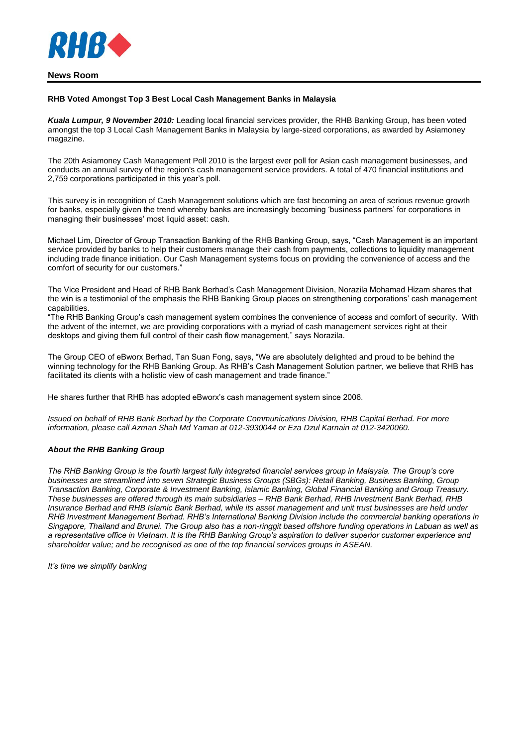RHB

**News Room**

**RHB Voted Amongst Top 3 Best Local Cash Management Banks in Malaysia**

***Kuala Lumpur, 9 November 2010:*** Leading local financial services provider, the RHB Banking Group, has been voted amongst the top 3 Local Cash Management Banks in Malaysia by large-sized corporations, as awarded by Asiamoney magazine.

The 20th Asiamoney Cash Management Poll 2010 is the largest ever poll for Asian cash management businesses, and conducts an annual survey of the region's cash management service providers. A total of 470 financial institutions and 2,759 corporations participated in this year's poll.

This survey is in recognition of Cash Management solutions which are fast becoming an area of serious revenue growth for banks, especially given the trend whereby banks are increasingly becoming 'business partners' for corporations in managing their businesses' most liquid asset: cash.

Michael Lim, Director of Group Transaction Banking of the RHB Banking Group, says, "Cash Management is an important service provided by banks to help their customers manage their cash from payments, collections to liquidity management including trade finance initiation. Our Cash Management systems focus on providing the convenience of access and the comfort of security for our customers."

The Vice President and Head of RHB Bank Berhad's Cash Management Division, Norazila Mohamad Hizam shares that the win is a testimonial of the emphasis the RHB Banking Group places on strengthening corporations' cash management capabilities.
"The RHB Banking Group's cash management system combines the convenience of access and comfort of security. With the advent of the internet, we are providing corporations with a myriad of cash management services right at their desktops and giving them full control of their cash flow management," says Norazila.

The Group CEO of eBworx Berhad, Tan Suan Fong, says, "We are absolutely delighted and proud to be behind the winning technology for the RHB Banking Group. As RHB's Cash Management Solution partner, we believe that RHB has facilitated its clients with a holistic view of cash management and trade finance."

He shares further that RHB has adopted eBworx's cash management system since 2006.

*Issued on behalf of RHB Bank Berhad by the Corporate Communications Division, RHB Capital Berhad. For more information, please call Azman Shah Md Yaman at 012-3930044 or Eza Dzul Karnain at 012-3420060.*

***About the RHB Banking Group***

*The RHB Banking Group is the fourth largest fully integrated financial services group in Malaysia. The Group's core businesses are streamlined into seven Strategic Business Groups (SBGs): Retail Banking, Business Banking, Group Transaction Banking, Corporate & Investment Banking, Islamic Banking, Global Financial Banking and Group Treasury. These businesses are offered through its main subsidiaries – RHB Bank Berhad, RHB Investment Bank Berhad, RHB Insurance Berhad and RHB Islamic Bank Berhad, while its asset management and unit trust businesses are held under RHB Investment Management Berhad. RHB's International Banking Division include the commercial banking operations in Singapore, Thailand and Brunei. The Group also has a non-ringgit based offshore funding operations in Labuan as well as a representative office in Vietnam. It is the RHB Banking Group's aspiration to deliver superior customer experience and shareholder value; and be recognised as one of the top financial services groups in ASEAN.*

*It's time we simplify banking*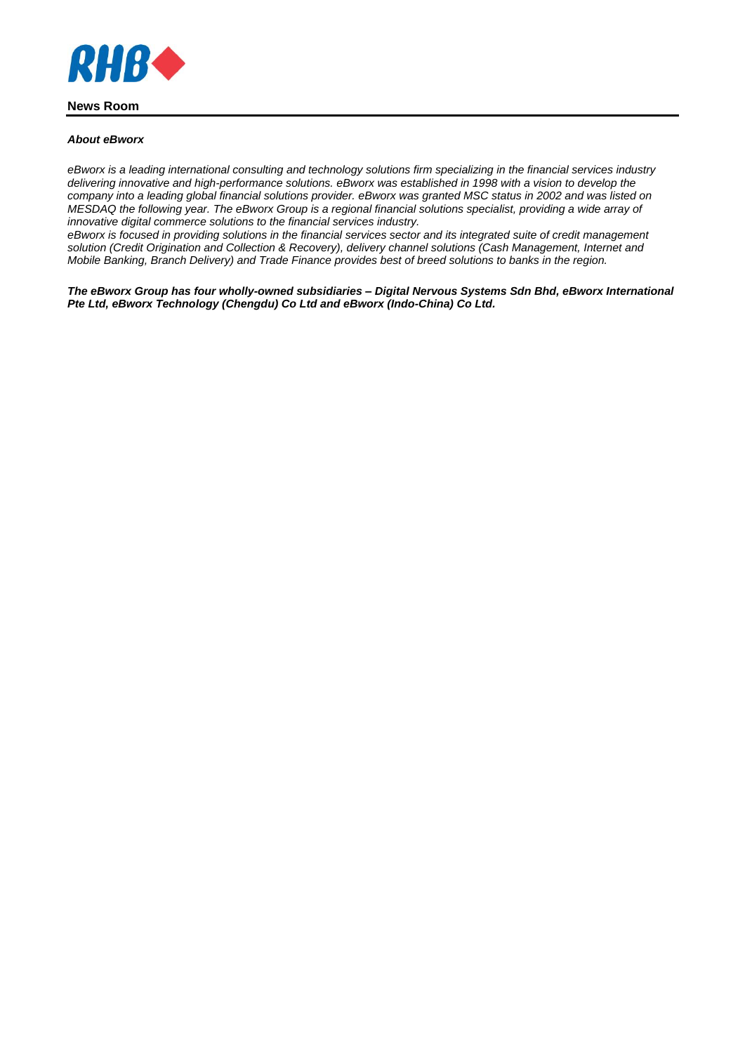**News Room**

***About eBworx***

*eBworx is a leading international consulting and technology solutions firm specializing in the financial services industry delivering innovative and high-performance solutions. eBworx was established in 1998 with a vision to develop the company into a leading global financial solutions provider. eBworx was granted MSC status in 2002 and was listed on MESDAQ the following year. The eBworx Group is a regional financial solutions specialist, providing a wide array of innovative digital commerce solutions to the financial services industry.*
*eBworx is focused in providing solutions in the financial services sector and its integrated suite of credit management solution (Credit Origination and Collection & Recovery), delivery channel solutions (Cash Management, Internet and Mobile Banking, Branch Delivery) and Trade Finance provides best of breed solutions to banks in the region.*

***The eBworx Group has four wholly-owned subsidiaries – Digital Nervous Systems Sdn Bhd, eBworx International Pte Ltd, eBworx Technology (Chengdu) Co Ltd and eBworx (Indo-China) Co Ltd.***